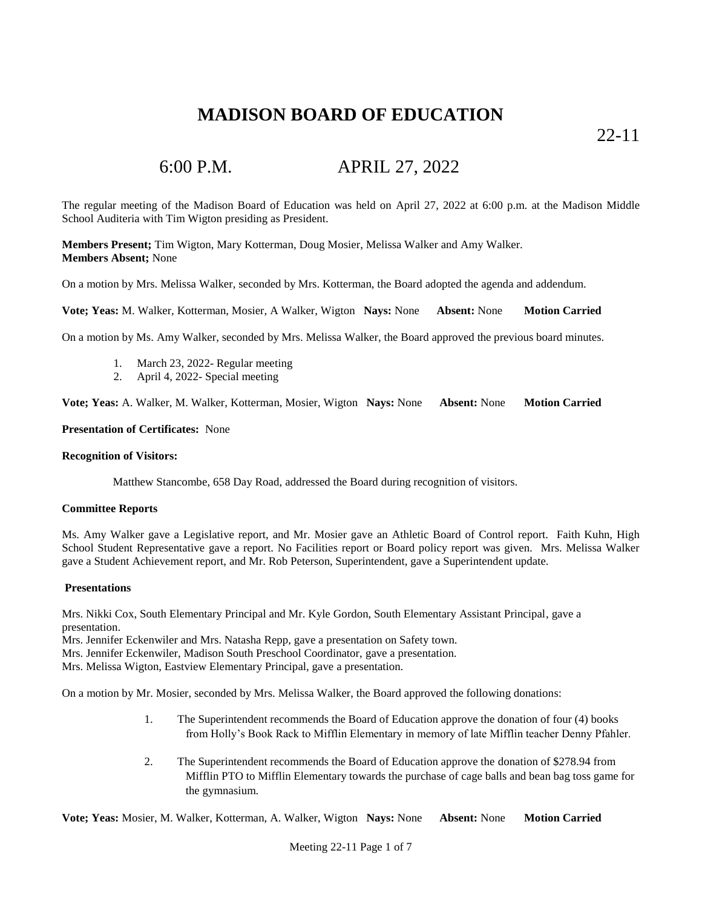# MADISON BOARD OF EDUCATION

22-11

## 6:00 P.M. APRIL 27, 2022

The regular meeting of the Madison Board of Education was held on April 27, 2022 at 6:00 p.m. at the Madison Middle School Auditeria with Tim Wigton presiding as President.

**Members Present;** Tim Wigton, Mary Kotterman, Doug Mosier, Melissa Walker and Amy Walker.
**Members Absent;** None

On a motion by Mrs. Melissa Walker, seconded by Mrs. Kotterman, the Board adopted the agenda and addendum.

**Vote; Yeas:** M. Walker, Kotterman, Mosier, A Walker, Wigton **Nays:** None **Absent:** None **Motion Carried**

On a motion by Ms. Amy Walker, seconded by Mrs. Melissa Walker, the Board approved the previous board minutes.

1. March 23, 2022- Regular meeting
2. April 4, 2022- Special meeting

**Vote; Yeas:** A. Walker, M. Walker, Kotterman, Mosier, Wigton **Nays:** None **Absent:** None **Motion Carried**

**Presentation of Certificates:** None

**Recognition of Visitors:**

Matthew Stancombe, 658 Day Road, addressed the Board during recognition of visitors.

**Committee Reports**

Ms. Amy Walker gave a Legislative report, and Mr. Mosier gave an Athletic Board of Control report. Faith Kuhn, High School Student Representative gave a report. No Facilities report or Board policy report was given. Mrs. Melissa Walker gave a Student Achievement report, and Mr. Rob Peterson, Superintendent, gave a Superintendent update.

**Presentations**

Mrs. Nikki Cox, South Elementary Principal and Mr. Kyle Gordon, South Elementary Assistant Principal, gave a presentation.
Mrs. Jennifer Eckenwiler and Mrs. Natasha Repp, gave a presentation on Safety town.
Mrs. Jennifer Eckenwiler, Madison South Preschool Coordinator, gave a presentation.
Mrs. Melissa Wigton, Eastview Elementary Principal, gave a presentation.

On a motion by Mr. Mosier, seconded by Mrs. Melissa Walker, the Board approved the following donations:

1. The Superintendent recommends the Board of Education approve the donation of four (4) books from Holly's Book Rack to Mifflin Elementary in memory of late Mifflin teacher Denny Pfahler.

2. The Superintendent recommends the Board of Education approve the donation of $278.94 from Mifflin PTO to Mifflin Elementary towards the purchase of cage balls and bean bag toss game for the gymnasium.

**Vote; Yeas:** Mosier, M. Walker, Kotterman, A. Walker, Wigton **Nays:** None **Absent:** None **Motion Carried**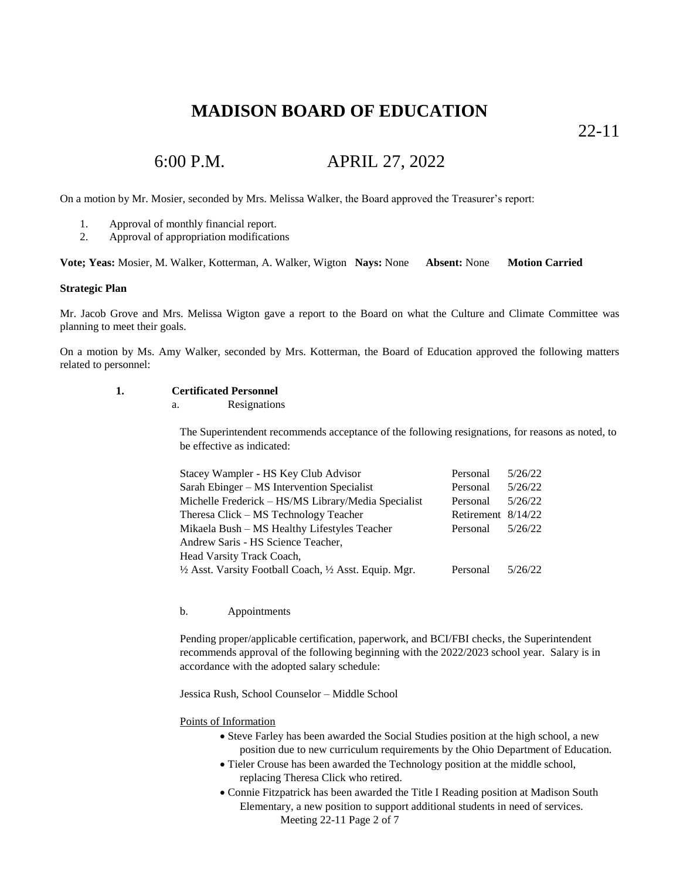# MADISON BOARD OF EDUCATION

22-11

## 6:00 P.M. APRIL 27, 2022

On a motion by Mr. Mosier, seconded by Mrs. Melissa Walker, the Board approved the Treasurer's report:

1. Approval of monthly financial report.
2. Approval of appropriation modifications

**Vote; Yeas:** Mosier, M. Walker, Kotterman, A. Walker, Wigton **Nays:** None **Absent:** None **Motion Carried**

**Strategic Plan**

Mr. Jacob Grove and Mrs. Melissa Wigton gave a report to the Board on what the Culture and Climate Committee was planning to meet their goals.

On a motion by Ms. Amy Walker, seconded by Mrs. Kotterman, the Board of Education approved the following matters related to personnel:

**1. Certificated Personnel**

a. Resignations

The Superintendent recommends acceptance of the following resignations, for reasons as noted, to be effective as indicated:

| | | |
|---|---|---|
| Stacey Wampler - HS Key Club Advisor | Personal | 5/26/22 |
| Sarah Ebinger – MS Intervention Specialist | Personal | 5/26/22 |
| Michelle Frederick – HS/MS Library/Media Specialist | Personal | 5/26/22 |
| Theresa Click – MS Technology Teacher | Retirement | 8/14/22 |
| Mikaela Bush – MS Healthy Lifestyles Teacher | Personal | 5/26/22 |
| Andrew Saris - HS Science Teacher, Head Varsity Track Coach, ½ Asst. Varsity Football Coach, ½ Asst. Equip. Mgr. | Personal | 5/26/22 |

b. Appointments

Pending proper/applicable certification, paperwork, and BCI/FBI checks, the Superintendent recommends approval of the following beginning with the 2022/2023 school year. Salary is in accordance with the adopted salary schedule:

Jessica Rush, School Counselor – Middle School

Points of Information

- Steve Farley has been awarded the Social Studies position at the high school, a new position due to new curriculum requirements by the Ohio Department of Education.
- Tieler Crouse has been awarded the Technology position at the middle school, replacing Theresa Click who retired.
- Connie Fitzpatrick has been awarded the Title I Reading position at Madison South Elementary, a new position to support additional students in need of services.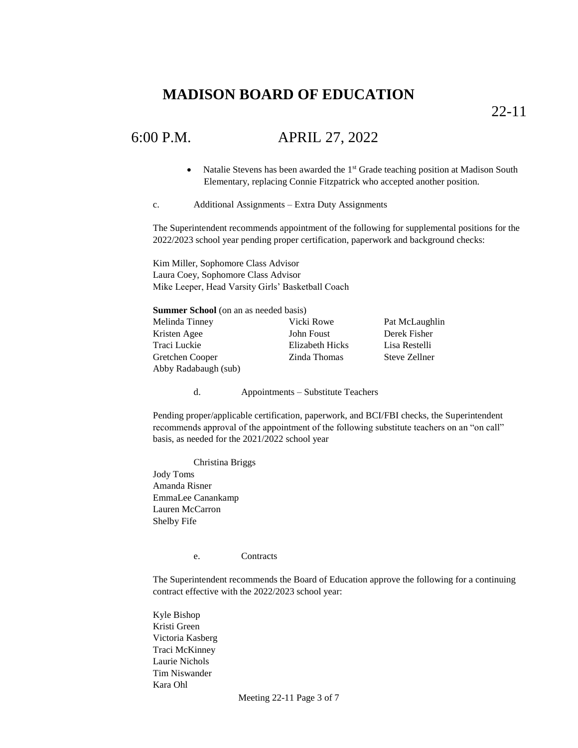# MADISON BOARD OF EDUCATION

22-11

## 6:00 P.M. APRIL 27, 2022

- Natalie Stevens has been awarded the 1st Grade teaching position at Madison South Elementary, replacing Connie Fitzpatrick who accepted another position.

c. Additional Assignments – Extra Duty Assignments

The Superintendent recommends appointment of the following for supplemental positions for the 2022/2023 school year pending proper certification, paperwork and background checks:

Kim Miller, Sophomore Class Advisor
Laura Coey, Sophomore Class Advisor
Mike Leeper, Head Varsity Girls' Basketball Coach

**Summer School** (on an as needed basis)

| | | |
|---|---|---|
| Melinda Tinney | Vicki Rowe | Pat McLaughlin |
| Kristen Agee | John Foust | Derek Fisher |
| Traci Luckie | Elizabeth Hicks | Lisa Restelli |
| Gretchen Cooper | Zinda Thomas | Steve Zellner |
| Abby Radabaugh (sub) | | |

d. Appointments – Substitute Teachers

Pending proper/applicable certification, paperwork, and BCI/FBI checks, the Superintendent recommends approval of the appointment of the following substitute teachers on an "on call" basis, as needed for the 2021/2022 school year

Christina Briggs
Jody Toms
Amanda Risner
EmmaLee Canankamp
Lauren McCarron
Shelby Fife

e. Contracts

The Superintendent recommends the Board of Education approve the following for a continuing contract effective with the 2022/2023 school year:

Kyle Bishop
Kristi Green
Victoria Kasberg
Traci McKinney
Laurie Nichols
Tim Niswander
Kara Ohl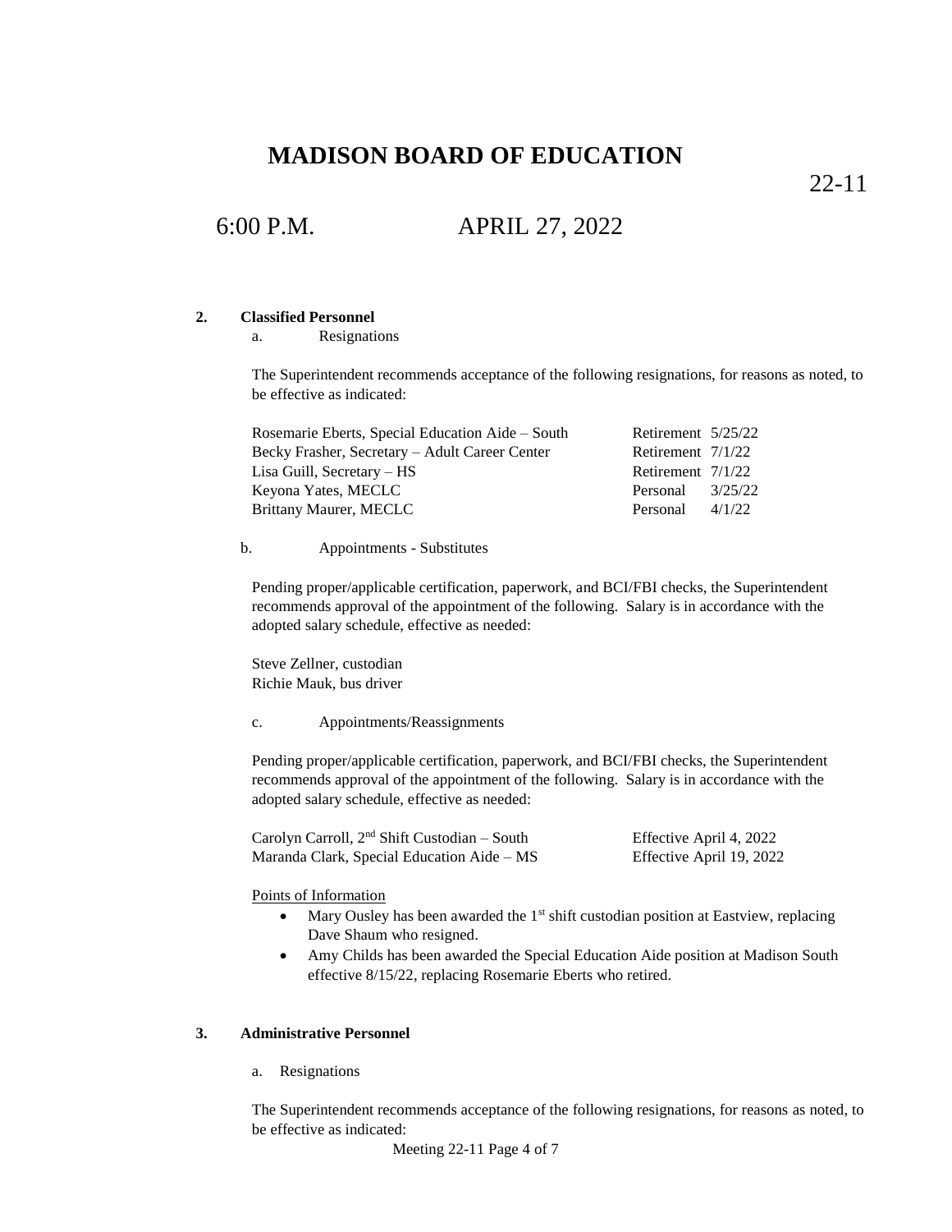# MADISON BOARD OF EDUCATION

22-11

6:00 P.M. APRIL 27, 2022

**2. Classified Personnel**

a. Resignations

The Superintendent recommends acceptance of the following resignations, for reasons as noted, to be effective as indicated:

| | | |
|---|---|---|
| Rosemarie Eberts, Special Education Aide – South | Retirement | 5/25/22 |
| Becky Frasher, Secretary – Adult Career Center | Retirement | 7/1/22 |
| Lisa Guill, Secretary – HS | Retirement | 7/1/22 |
| Keyona Yates, MECLC | Personal | 3/25/22 |
| Brittany Maurer, MECLC | Personal | 4/1/22 |

b. Appointments - Substitutes

Pending proper/applicable certification, paperwork, and BCI/FBI checks, the Superintendent recommends approval of the appointment of the following. Salary is in accordance with the adopted salary schedule, effective as needed:

Steve Zellner, custodian
Richie Mauk, bus driver

c. Appointments/Reassignments

Pending proper/applicable certification, paperwork, and BCI/FBI checks, the Superintendent recommends approval of the appointment of the following. Salary is in accordance with the adopted salary schedule, effective as needed:

| | |
|---|---|
| Carolyn Carroll, 2nd Shift Custodian – South | Effective April 4, 2022 |
| Maranda Clark, Special Education Aide – MS | Effective April 19, 2022 |

Points of Information

- Mary Ousley has been awarded the 1st shift custodian position at Eastview, replacing Dave Shaum who resigned.
- Amy Childs has been awarded the Special Education Aide position at Madison South effective 8/15/22, replacing Rosemarie Eberts who retired.

**3. Administrative Personnel**

a. Resignations

The Superintendent recommends acceptance of the following resignations, for reasons as noted, to be effective as indicated: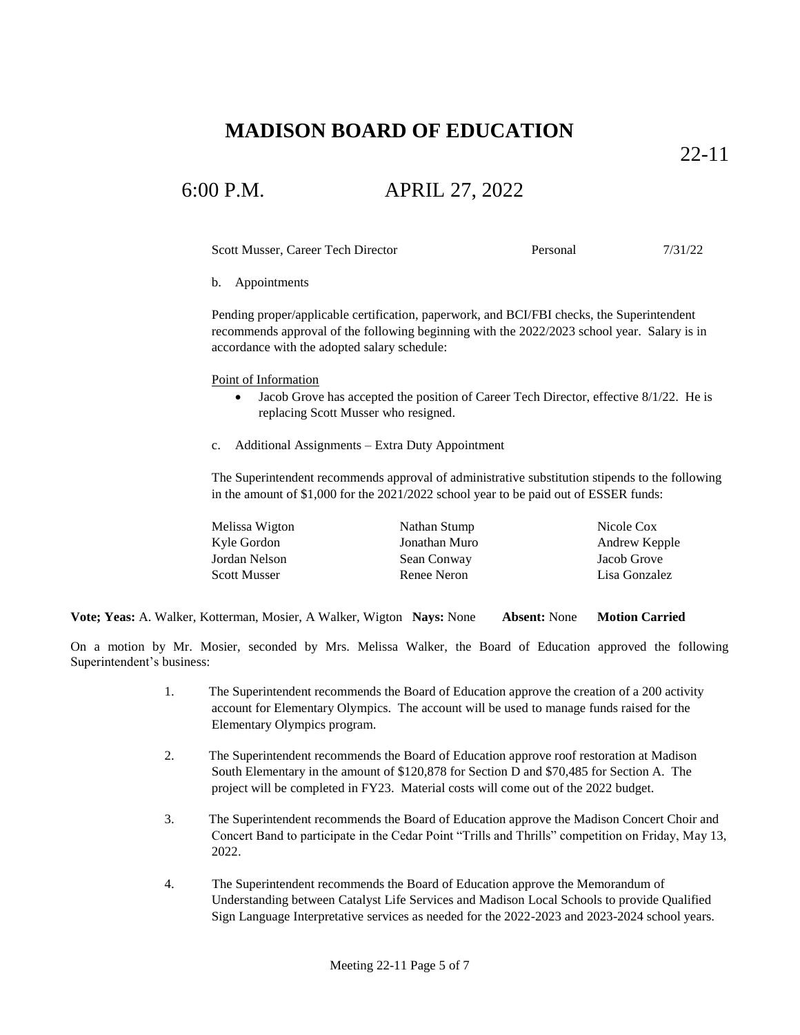# MADISON BOARD OF EDUCATION

22-11

## 6:00 P.M. APRIL 27, 2022

| Scott Musser, Career Tech Director | Personal | 7/31/22 |
|---|---|---|

b. Appointments

Pending proper/applicable certification, paperwork, and BCI/FBI checks, the Superintendent recommends approval of the following beginning with the 2022/2023 school year. Salary is in accordance with the adopted salary schedule:

Point of Information

- Jacob Grove has accepted the position of Career Tech Director, effective 8/1/22. He is replacing Scott Musser who resigned.

c. Additional Assignments – Extra Duty Appointment

The Superintendent recommends approval of administrative substitution stipends to the following in the amount of $1,000 for the 2021/2022 school year to be paid out of ESSER funds:

| | | |
|---|---|---|
| Melissa Wigton | Nathan Stump | Nicole Cox |
| Kyle Gordon | Jonathan Muro | Andrew Kepple |
| Jordan Nelson | Sean Conway | Jacob Grove |
| Scott Musser | Renee Neron | Lisa Gonzalez |

**Vote; Yeas:** A. Walker, Kotterman, Mosier, A Walker, Wigton **Nays:** None **Absent:** None **Motion Carried**

On a motion by Mr. Mosier, seconded by Mrs. Melissa Walker, the Board of Education approved the following Superintendent's business:

1. The Superintendent recommends the Board of Education approve the creation of a 200 activity account for Elementary Olympics. The account will be used to manage funds raised for the Elementary Olympics program.

2. The Superintendent recommends the Board of Education approve roof restoration at Madison South Elementary in the amount of $120,878 for Section D and $70,485 for Section A. The project will be completed in FY23. Material costs will come out of the 2022 budget.

3. The Superintendent recommends the Board of Education approve the Madison Concert Choir and Concert Band to participate in the Cedar Point "Trills and Thrills" competition on Friday, May 13, 2022.

4. The Superintendent recommends the Board of Education approve the Memorandum of Understanding between Catalyst Life Services and Madison Local Schools to provide Qualified Sign Language Interpretative services as needed for the 2022-2023 and 2023-2024 school years.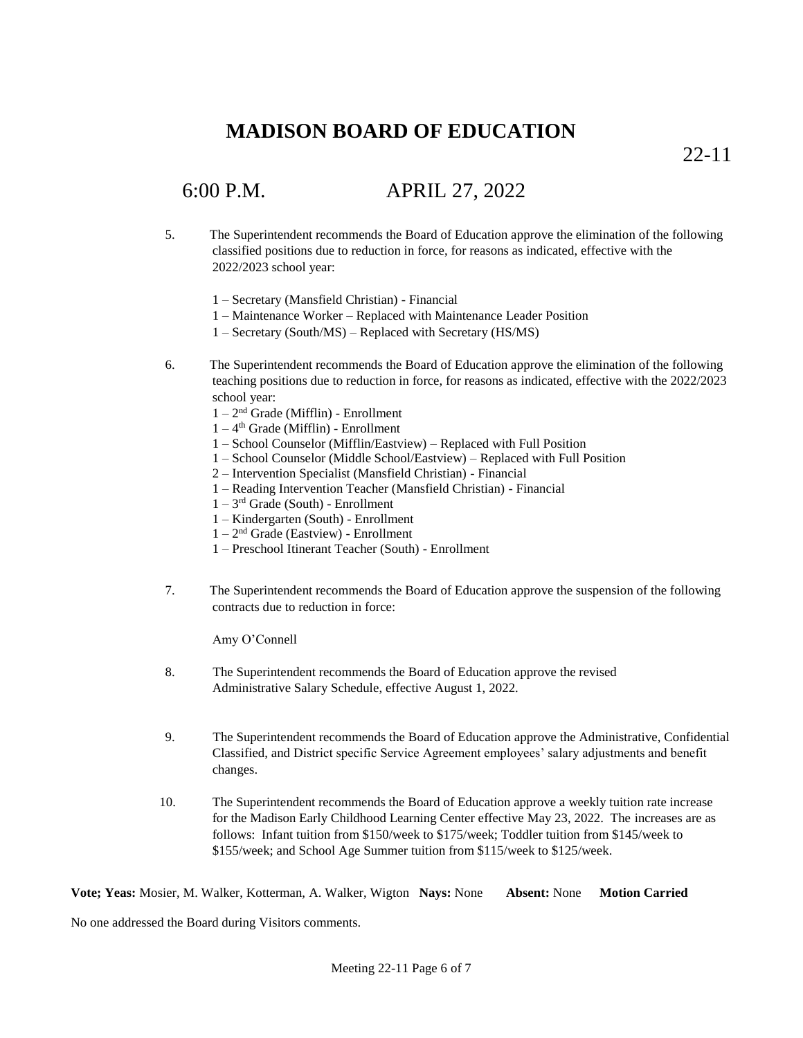# MADISON BOARD OF EDUCATION

22-11

## 6:00 P.M. APRIL 27, 2022

5. The Superintendent recommends the Board of Education approve the elimination of the following classified positions due to reduction in force, for reasons as indicated, effective with the 2022/2023 school year:

   1 – Secretary (Mansfield Christian) - Financial
   1 – Maintenance Worker – Replaced with Maintenance Leader Position
   1 – Secretary (South/MS) – Replaced with Secretary (HS/MS)

6. The Superintendent recommends the Board of Education approve the elimination of the following teaching positions due to reduction in force, for reasons as indicated, effective with the 2022/2023 school year:

   1 – 2nd Grade (Mifflin) - Enrollment
   1 – 4th Grade (Mifflin) - Enrollment
   1 – School Counselor (Mifflin/Eastview) – Replaced with Full Position
   1 – School Counselor (Middle School/Eastview) – Replaced with Full Position
   2 – Intervention Specialist (Mansfield Christian) - Financial
   1 – Reading Intervention Teacher (Mansfield Christian) - Financial
   1 – 3rd Grade (South) - Enrollment
   1 – Kindergarten (South) - Enrollment
   1 – 2nd Grade (Eastview) - Enrollment
   1 – Preschool Itinerant Teacher (South) - Enrollment

7. The Superintendent recommends the Board of Education approve the suspension of the following contracts due to reduction in force:

   Amy O'Connell

8. The Superintendent recommends the Board of Education approve the revised Administrative Salary Schedule, effective August 1, 2022.

9. The Superintendent recommends the Board of Education approve the Administrative, Confidential Classified, and District specific Service Agreement employees' salary adjustments and benefit changes.

10. The Superintendent recommends the Board of Education approve a weekly tuition rate increase for the Madison Early Childhood Learning Center effective May 23, 2022. The increases are as follows: Infant tuition from $150/week to $175/week; Toddler tuition from $145/week to $155/week; and School Age Summer tuition from $115/week to $125/week.

**Vote; Yeas:** Mosier, M. Walker, Kotterman, A. Walker, Wigton **Nays:** None **Absent:** None **Motion Carried**

No one addressed the Board during Visitors comments.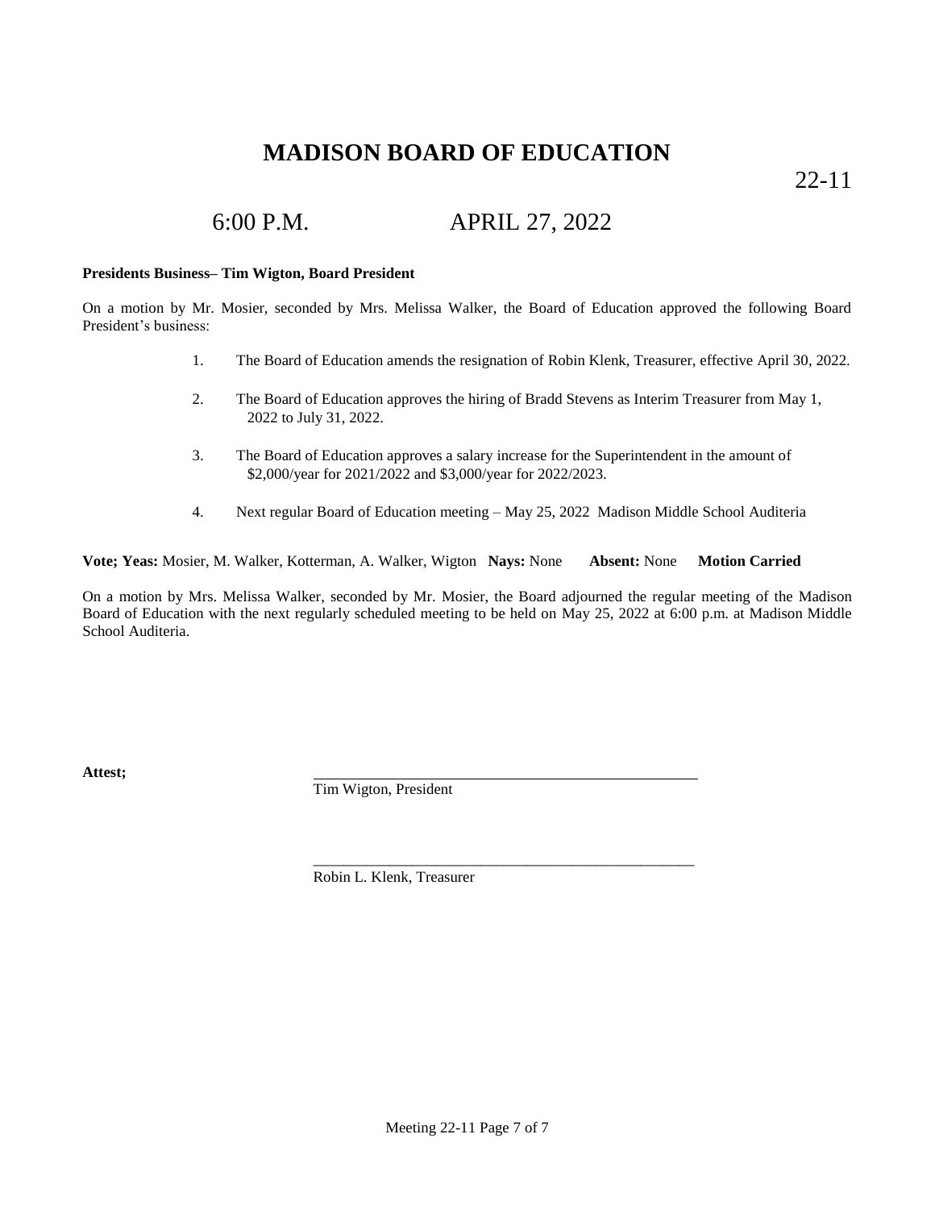# MADISON BOARD OF EDUCATION

22-11

6:00 P.M. APRIL 27, 2022

**Presidents Business– Tim Wigton, Board President**

On a motion by Mr. Mosier, seconded by Mrs. Melissa Walker, the Board of Education approved the following Board President's business:

1. The Board of Education amends the resignation of Robin Klenk, Treasurer, effective April 30, 2022.
2. The Board of Education approves the hiring of Bradd Stevens as Interim Treasurer from May 1, 2022 to July 31, 2022.
3. The Board of Education approves a salary increase for the Superintendent in the amount of $2,000/year for 2021/2022 and $3,000/year for 2022/2023.
4. Next regular Board of Education meeting – May 25, 2022 Madison Middle School Auditeria

**Vote; Yeas:** Mosier, M. Walker, Kotterman, A. Walker, Wigton **Nays:** None **Absent:** None **Motion Carried**

On a motion by Mrs. Melissa Walker, seconded by Mr. Mosier, the Board adjourned the regular meeting of the Madison Board of Education with the next regularly scheduled meeting to be held on May 25, 2022 at 6:00 p.m. at Madison Middle School Auditeria.

**Attest;**

_____________________________________________________
Tim Wigton, President

_____________________________________________________
Robin L. Klenk, Treasurer